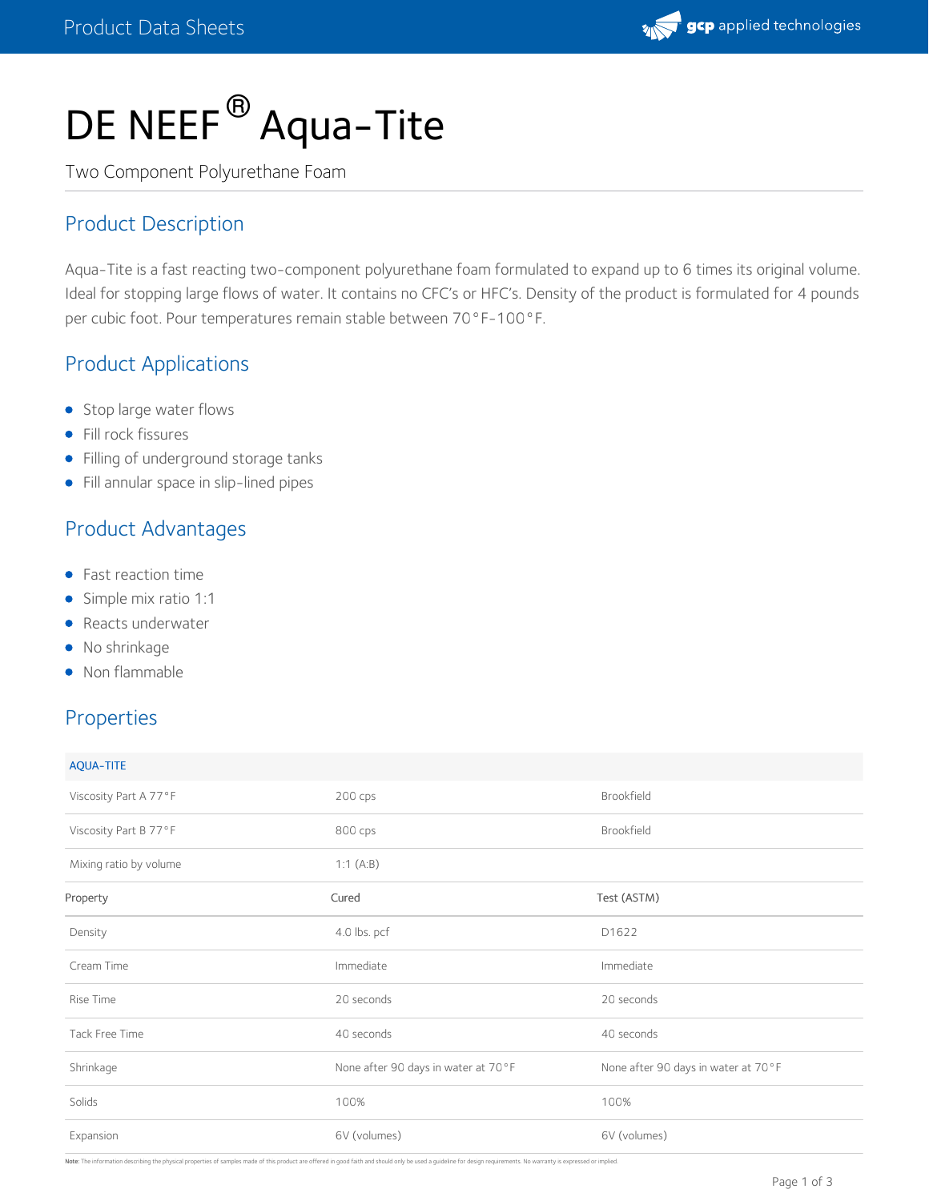# DE NEEF® Aqua-Tite

Two Component Polyurethane Foam

## Product Description

Aqua-Tite is a fast reacting two-component polyurethane foam formulated to expand up to 6 times its original volume. Ideal for stopping large flows of water. It contains no CFC's or HFC's. Density of the product is formulated for 4 pounds per cubic foot. Pour temperatures remain stable between 70°F-100°F.

## Product Applications

- Stop large water flows
- Fill rock fissures
- Filling of underground storage tanks
- Fill annular space in slip-lined pipes

## Product Advantages

- Fast reaction time
- Simple mix ratio 1:1
- Reacts underwater
- No shrinkage
- Non flammable

## Properties

| AQUA-TITE | | |
|---|---|---|
| Viscosity Part A 77°F | 200 cps | Brookfield |
| Viscosity Part B 77°F | 800 cps | Brookfield |
| Mixing ratio by volume | 1:1 (A:B) | |
| **Property** | **Cured** | **Test (ASTM)** |
| Density | 4.0 lbs. pcf | D1622 |
| Cream Time | Immediate | Immediate |
| Rise Time | 20 seconds | 20 seconds |
| Tack Free Time | 40 seconds | 40 seconds |
| Shrinkage | None after 90 days in water at 70°F | None after 90 days in water at 70°F |
| Solids | 100% | 100% |
| Expansion | 6V (volumes) | 6V (volumes) |

**Note:** The information describing the physical properties of samples made of this product are offered in good faith and should only be used a guideline for design requirements. No warranty is expressed or implied.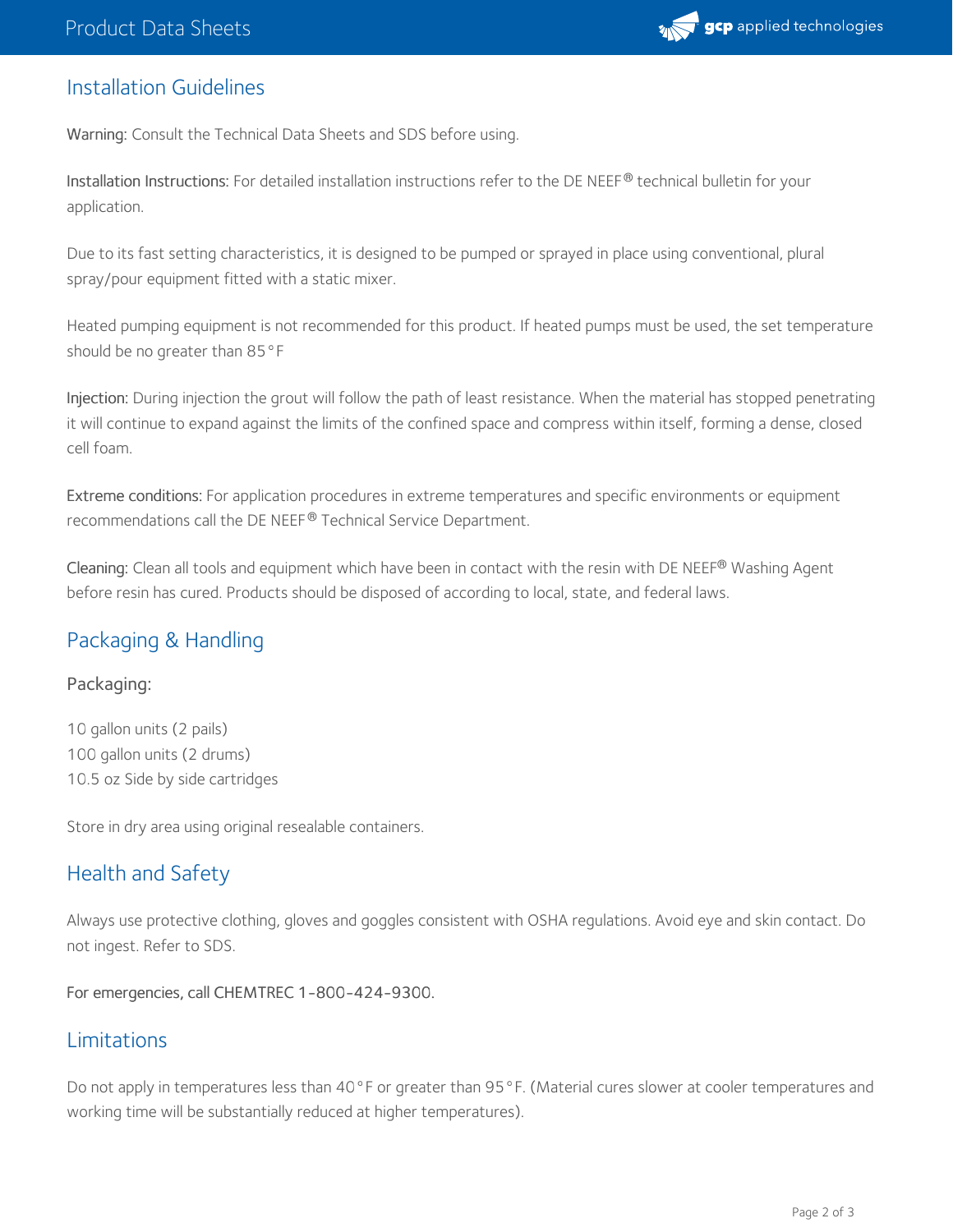## Installation Guidelines

**Warning:** Consult the Technical Data Sheets and SDS before using.

**Installation Instructions:** For detailed installation instructions refer to the DE NEEF® technical bulletin for your application.

Due to its fast setting characteristics, it is designed to be pumped or sprayed in place using conventional, plural spray/pour equipment fitted with a static mixer.

Heated pumping equipment is not recommended for this product. If heated pumps must be used, the set temperature should be no greater than 85°F

**Injection:** During injection the grout will follow the path of least resistance. When the material has stopped penetrating it will continue to expand against the limits of the confined space and compress within itself, forming a dense, closed cell foam.

**Extreme conditions:** For application procedures in extreme temperatures and specific environments or equipment recommendations call the DE NEEF® Technical Service Department.

**Cleaning:** Clean all tools and equipment which have been in contact with the resin with DE NEEF® Washing Agent before resin has cured. Products should be disposed of according to local, state, and federal laws.

## Packaging & Handling

### Packaging:

10 gallon units (2 pails)
100 gallon units (2 drums)
10.5 oz Side by side cartridges

Store in dry area using original resealable containers.

## Health and Safety

Always use protective clothing, gloves and goggles consistent with OSHA regulations. Avoid eye and skin contact. Do not ingest. Refer to SDS.

**For emergencies, call CHEMTREC 1-800-424-9300.**

## Limitations

Do not apply in temperatures less than 40°F or greater than 95°F. (Material cures slower at cooler temperatures and working time will be substantially reduced at higher temperatures).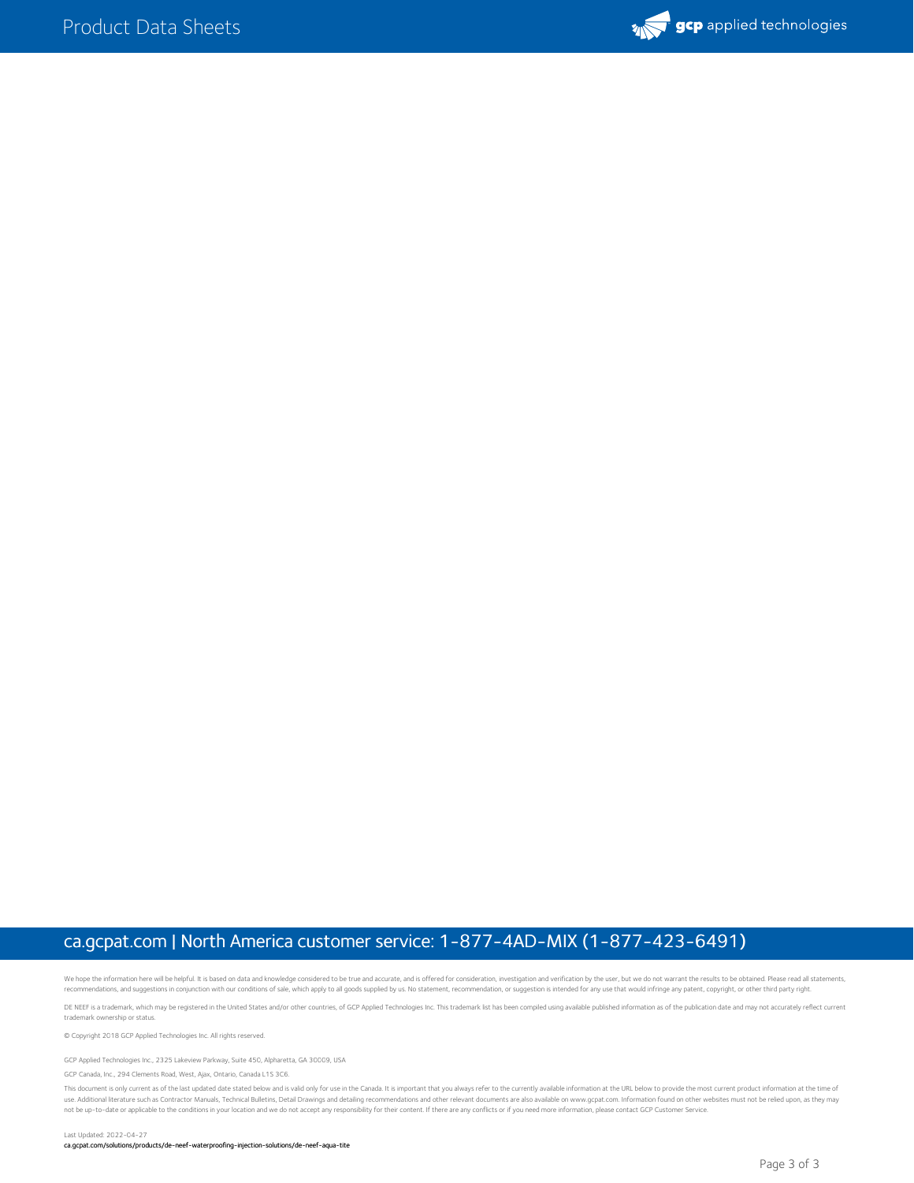ca.gcpat.com | North America customer service: 1-877-4AD-MIX (1-877-423-6491)

We hope the information here will be helpful. It is based on data and knowledge considered to be true and accurate, and is offered for consideration, investigation and verification by the user, but we do not warrant the results to be obtained. Please read all statements, recommendations, and suggestions in conjunction with our conditions of sale, which apply to all goods supplied by us. No statement, recommendation, or suggestion is intended for any use that would infringe any patent, copyright, or other third party right.

DE NEEF is a trademark, which may be registered in the United States and/or other countries, of GCP Applied Technologies Inc. This trademark list has been compiled using available published information as of the publication date and may not accurately reflect current trademark ownership or status.

© Copyright 2018 GCP Applied Technologies Inc. All rights reserved.

GCP Applied Technologies Inc., 2325 Lakeview Parkway, Suite 450, Alpharetta, GA 30009, USA

GCP Canada, Inc., 294 Clements Road, West, Ajax, Ontario, Canada L1S 3C6.

This document is only current as of the last updated date stated below and is valid only for use in the Canada. It is important that you always refer to the currently available information at the URL below to provide the most current product information at the time of use. Additional literature such as Contractor Manuals, Technical Bulletins, Detail Drawings and detailing recommendations and other relevant documents are also available on www.gcpat.com. Information found on other websites must not be relied upon, as they may not be up-to-date or applicable to the conditions in your location and we do not accept any responsibility for their content. If there are any conflicts or if you need more information, please contact GCP Customer Service.

Last Updated: 2022-04-27

ca.gcpat.com/solutions/products/de-neef-waterproofing-injection-solutions/de-neef-aqua-tite